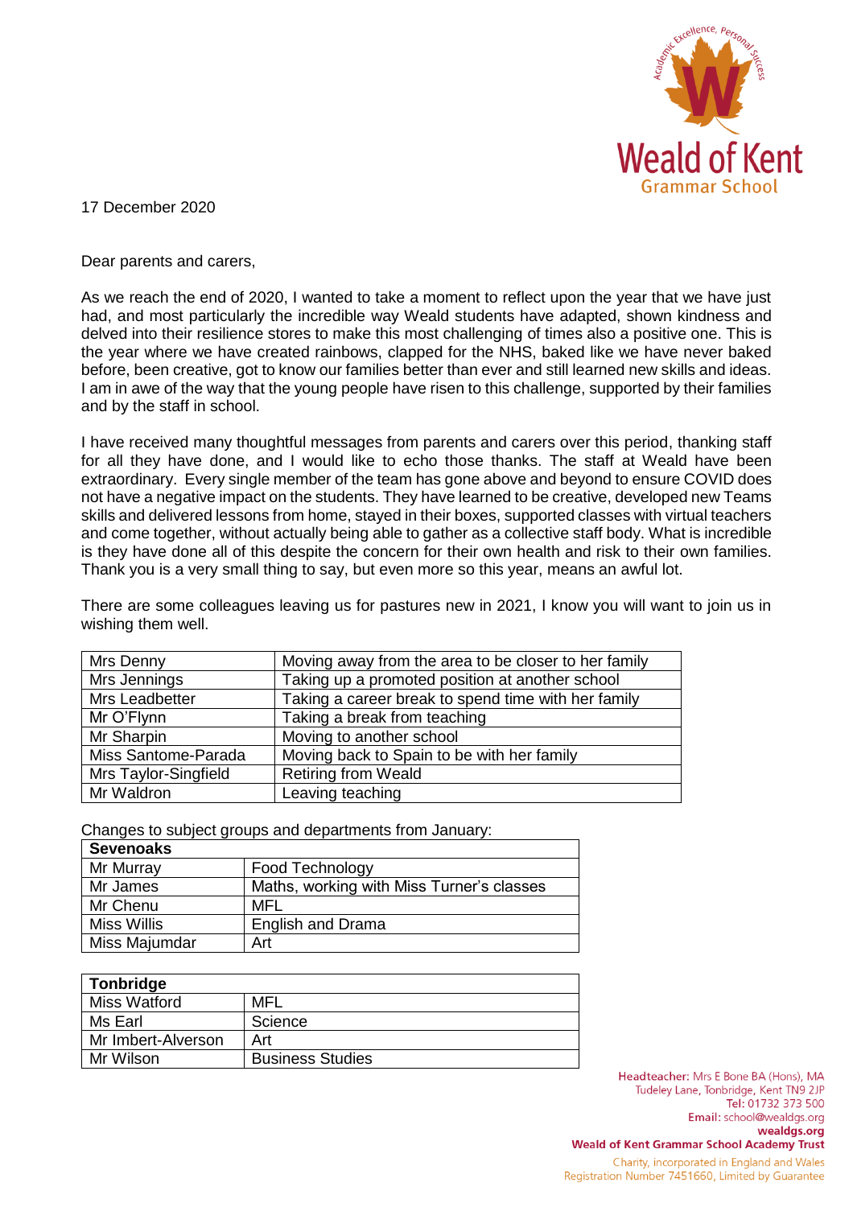17 December 2020

Dear parents and carers,

As we reach the end of 2020, I wanted to take a moment to reflect upon the year that we have just had, and most particularly the incredible way Weald students have adapted, shown kindness and delved into their resilience stores to make this most challenging of times also a positive one. This is the year where we have created rainbows, clapped for the NHS, baked like we have never baked before, been creative, got to know our families better than ever and still learned new skills and ideas. I am in awe of the way that the young people have risen to this challenge, supported by their families and by the staff in school.

I have received many thoughtful messages from parents and carers over this period, thanking staff for all they have done, and I would like to echo those thanks. The staff at Weald have been extraordinary. Every single member of the team has gone above and beyond to ensure COVID does not have a negative impact on the students. They have learned to be creative, developed new Teams skills and delivered lessons from home, stayed in their boxes, supported classes with virtual teachers and come together, without actually being able to gather as a collective staff body. What is incredible is they have done all of this despite the concern for their own health and risk to their own families. Thank you is a very small thing to say, but even more so this year, means an awful lot.

There are some colleagues leaving us for pastures new in 2021, I know you will want to join us in wishing them well.

| | |
|---|---|
| Mrs Denny | Moving away from the area to be closer to her family |
| Mrs Jennings | Taking up a promoted position at another school |
| Mrs Leadbetter | Taking a career break to spend time with her family |
| Mr O'Flynn | Taking a break from teaching |
| Mr Sharpin | Moving to another school |
| Miss Santome-Parada | Moving back to Spain to be with her family |
| Mrs Taylor-Singfield | Retiring from Weald |
| Mr Waldron | Leaving teaching |

Changes to subject groups and departments from January:

| **Sevenoaks** | |
|---|---|
| Mr Murray | Food Technology |
| Mr James | Maths, working with Miss Turner's classes |
| Mr Chenu | MFL |
| Miss Willis | English and Drama |
| Miss Majumdar | Art |

| **Tonbridge** | |
|---|---|
| Miss Watford | MFL |
| Ms Earl | Science |
| Mr Imbert-Alverson | Art |
| Mr Wilson | Business Studies |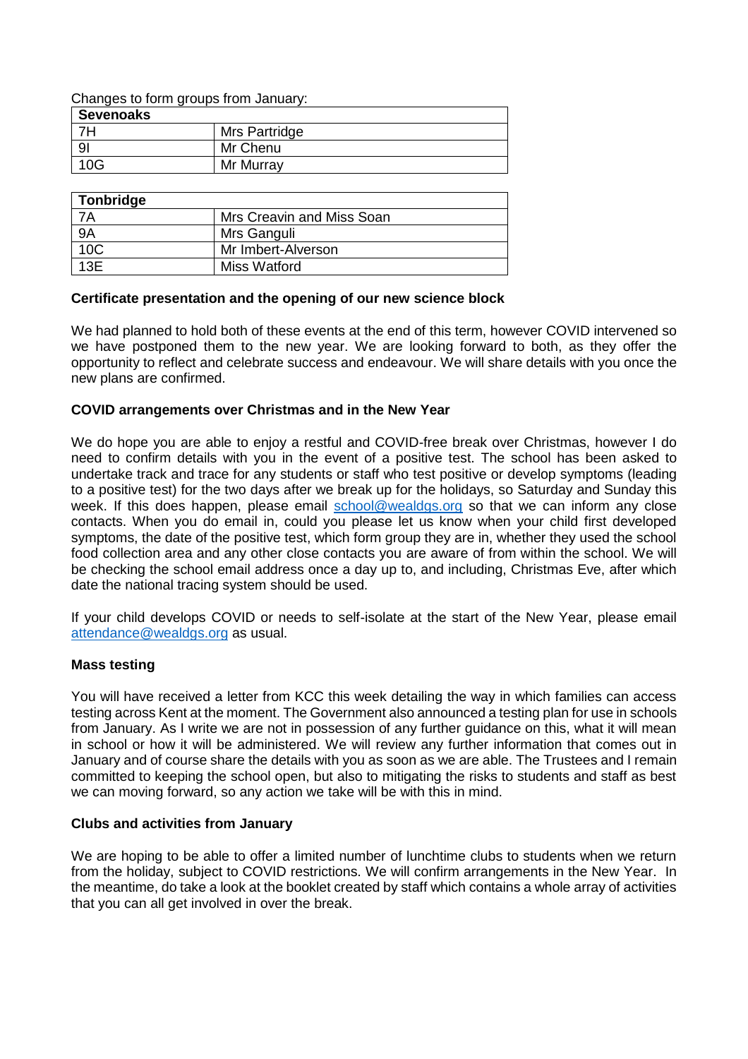Changes to form groups from January:

| Sevenoaks | |
|---|---|
| 7H | Mrs Partridge |
| 9I | Mr Chenu |
| 10G | Mr Murray |

| Tonbridge | |
|---|---|
| 7A | Mrs Creavin and Miss Soan |
| 9A | Mrs Ganguli |
| 10C | Mr Imbert-Alverson |
| 13E | Miss Watford |

**Certificate presentation and the opening of our new science block**

We had planned to hold both of these events at the end of this term, however COVID intervened so we have postponed them to the new year. We are looking forward to both, as they offer the opportunity to reflect and celebrate success and endeavour. We will share details with you once the new plans are confirmed.

**COVID arrangements over Christmas and in the New Year**

We do hope you are able to enjoy a restful and COVID-free break over Christmas, however I do need to confirm details with you in the event of a positive test. The school has been asked to undertake track and trace for any students or staff who test positive or develop symptoms (leading to a positive test) for the two days after we break up for the holidays, so Saturday and Sunday this week. If this does happen, please email school@wealdgs.org so that we can inform any close contacts. When you do email in, could you please let us know when your child first developed symptoms, the date of the positive test, which form group they are in, whether they used the school food collection area and any other close contacts you are aware of from within the school. We will be checking the school email address once a day up to, and including, Christmas Eve, after which date the national tracing system should be used.

If your child develops COVID or needs to self-isolate at the start of the New Year, please email attendance@wealdgs.org as usual.

**Mass testing**

You will have received a letter from KCC this week detailing the way in which families can access testing across Kent at the moment. The Government also announced a testing plan for use in schools from January. As I write we are not in possession of any further guidance on this, what it will mean in school or how it will be administered. We will review any further information that comes out in January and of course share the details with you as soon as we are able. The Trustees and I remain committed to keeping the school open, but also to mitigating the risks to students and staff as best we can moving forward, so any action we take will be with this in mind.

**Clubs and activities from January**

We are hoping to be able to offer a limited number of lunchtime clubs to students when we return from the holiday, subject to COVID restrictions. We will confirm arrangements in the New Year. In the meantime, do take a look at the booklet created by staff which contains a whole array of activities that you can all get involved in over the break.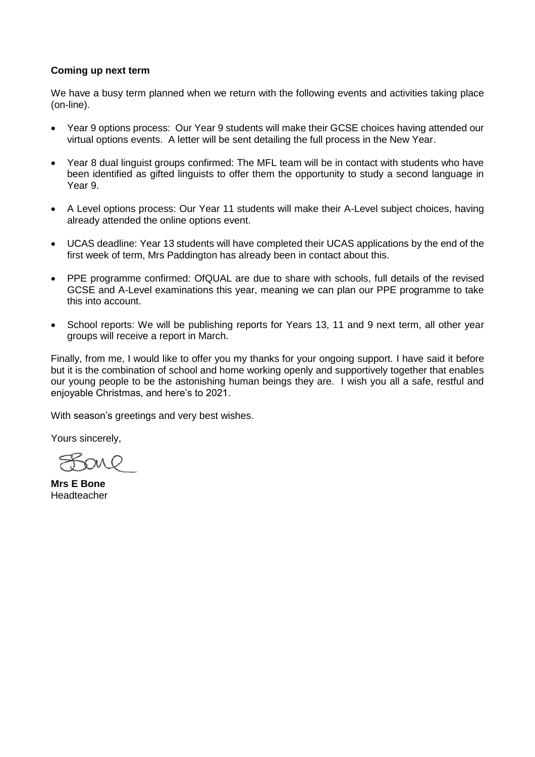**Coming up next term**

We have a busy term planned when we return with the following events and activities taking place (on-line).

- Year 9 options process: Our Year 9 students will make their GCSE choices having attended our virtual options events. A letter will be sent detailing the full process in the New Year.
- Year 8 dual linguist groups confirmed: The MFL team will be in contact with students who have been identified as gifted linguists to offer them the opportunity to study a second language in Year 9.
- A Level options process: Our Year 11 students will make their A-Level subject choices, having already attended the online options event.
- UCAS deadline: Year 13 students will have completed their UCAS applications by the end of the first week of term, Mrs Paddington has already been in contact about this.
- PPE programme confirmed: OfQUAL are due to share with schools, full details of the revised GCSE and A-Level examinations this year, meaning we can plan our PPE programme to take this into account.
- School reports: We will be publishing reports for Years 13, 11 and 9 next term, all other year groups will receive a report in March.

Finally, from me, I would like to offer you my thanks for your ongoing support. I have said it before but it is the combination of school and home working openly and supportively together that enables our young people to be the astonishing human beings they are. I wish you all a safe, restful and enjoyable Christmas, and here's to 2021.

With season's greetings and very best wishes.

Yours sincerely,

**Mrs E Bone**
Headteacher